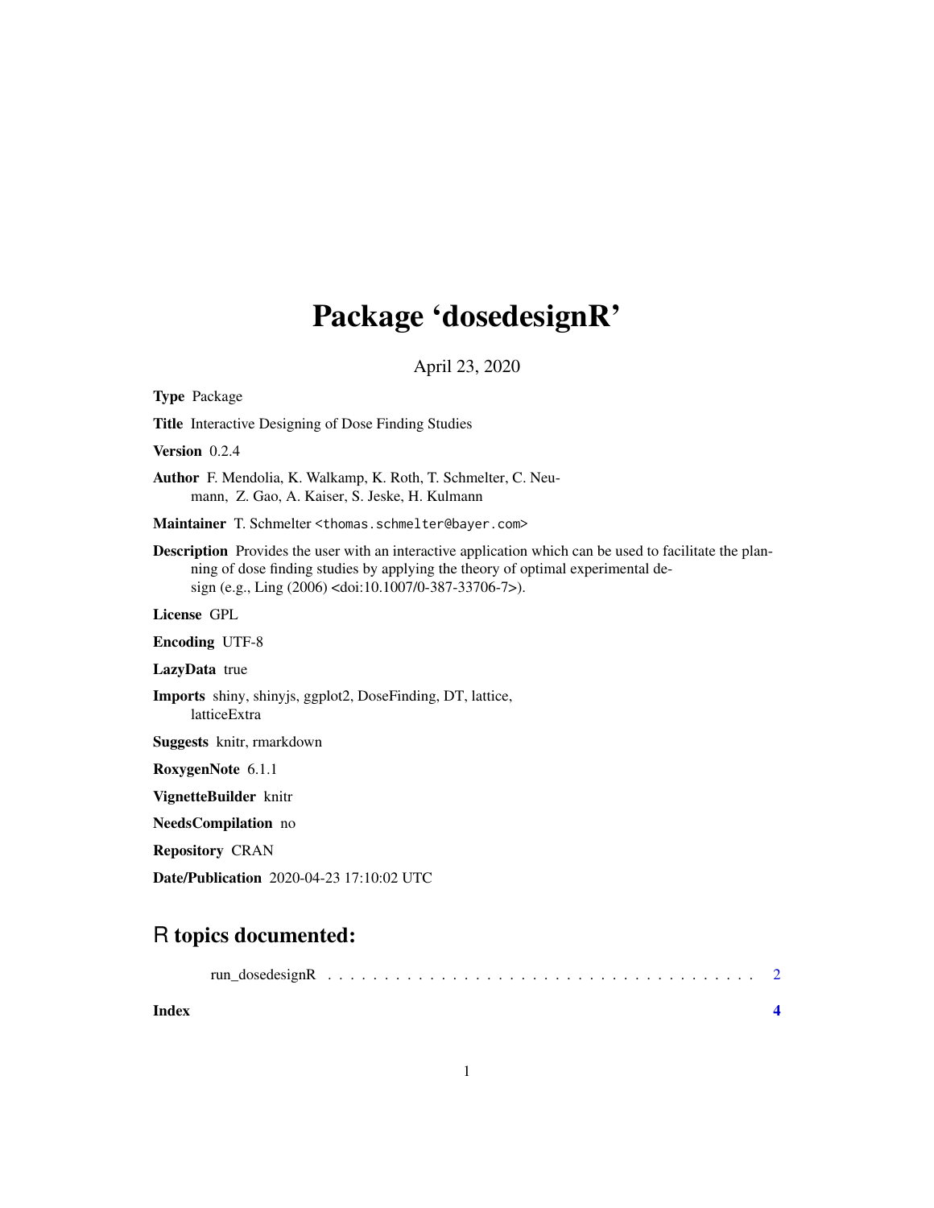# Package 'dosedesignR'

April 23, 2020

**Type** Package

**Title** Interactive Designing of Dose Finding Studies

**Version** 0.2.4

**Author** F. Mendolia, K. Walkamp, K. Roth, T. Schmelter, C. Neumann, Z. Gao, A. Kaiser, S. Jeske, H. Kulmann

**Maintainer** T. Schmelter <thomas.schmelter@bayer.com>

**Description** Provides the user with an interactive application which can be used to facilitate the planning of dose finding studies by applying the theory of optimal experimental design (e.g., Ling (2006) <doi:10.1007/0-387-33706-7>).

**License** GPL

**Encoding** UTF-8

**LazyData** true

**Imports** shiny, shinyjs, ggplot2, DoseFinding, DT, lattice, latticeExtra

**Suggests** knitr, rmarkdown

**RoxygenNote** 6.1.1

**VignetteBuilder** knitr

**NeedsCompilation** no

**Repository** CRAN

**Date/Publication** 2020-04-23 17:10:02 UTC

## R topics documented:

run_dosedesignR . . . . . . . . . . . . . . . . . . . . . . . . . . . . . . . . . . . . . 2

**Index** **4**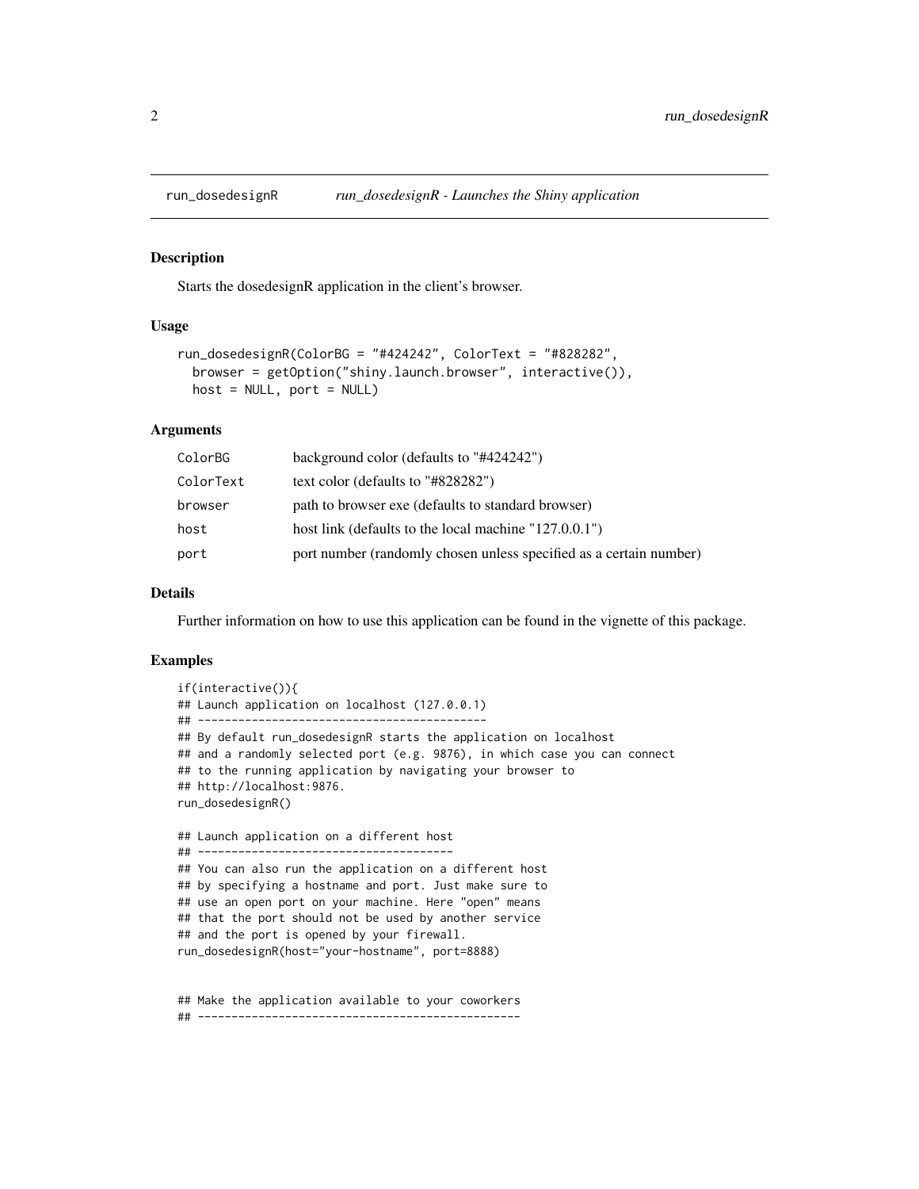## run_dosedesignR *run_dosedesignR - Launches the Shiny application*

### Description

Starts the dosedesignR application in the client's browser.

### Usage

```
run_dosedesignR(ColorBG = "#424242", ColorText = "#828282",
  browser = getOption("shiny.launch.browser", interactive()),
  host = NULL, port = NULL)
```

### Arguments

| | |
|---|---|
| ColorBG | background color (defaults to "#424242") |
| ColorText | text color (defaults to "#828282") |
| browser | path to browser exe (defaults to standard browser) |
| host | host link (defaults to the local machine "127.0.0.1") |
| port | port number (randomly chosen unless specified as a certain number) |

### Details

Further information on how to use this application can be found in the vignette of this package.

### Examples

```
if(interactive()){
## Launch application on localhost (127.0.0.1)
## -------------------------------------------
## By default run_dosedesignR starts the application on localhost
## and a randomly selected port (e.g. 9876), in which case you can connect
## to the running application by navigating your browser to
## http://localhost:9876.
run_dosedesignR()

## Launch application on a different host
## --------------------------------------
## You can also run the application on a different host
## by specifying a hostname and port. Just make sure to
## use an open port on your machine. Here "open" means
## that the port should not be used by another service
## and the port is opened by your firewall.
run_dosedesignR(host="your-hostname", port=8888)


## Make the application available to your coworkers
## ------------------------------------------------
```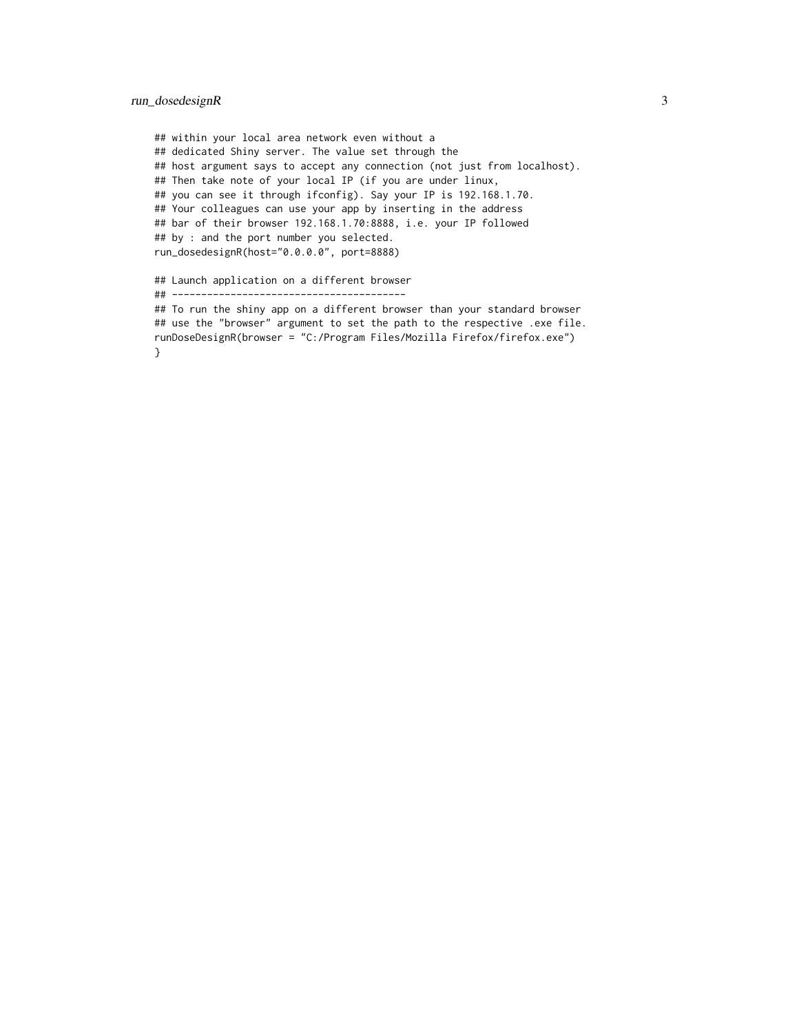```
## within your local area network even without a
## dedicated Shiny server. The value set through the
## host argument says to accept any connection (not just from localhost).
## Then take note of your local IP (if you are under linux,
## you can see it through ifconfig). Say your IP is 192.168.1.70.
## Your colleagues can use your app by inserting in the address
## bar of their browser 192.168.1.70:8888, i.e. your IP followed
## by : and the port number you selected.
run_dosedesignR(host="0.0.0.0", port=8888)

## Launch application on a different browser
## ---------------------------------------
## To run the shiny app on a different browser than your standard browser
## use the "browser" argument to set the path to the respective .exe file.
runDoseDesignR(browser = "C:/Program Files/Mozilla Firefox/firefox.exe")
}
```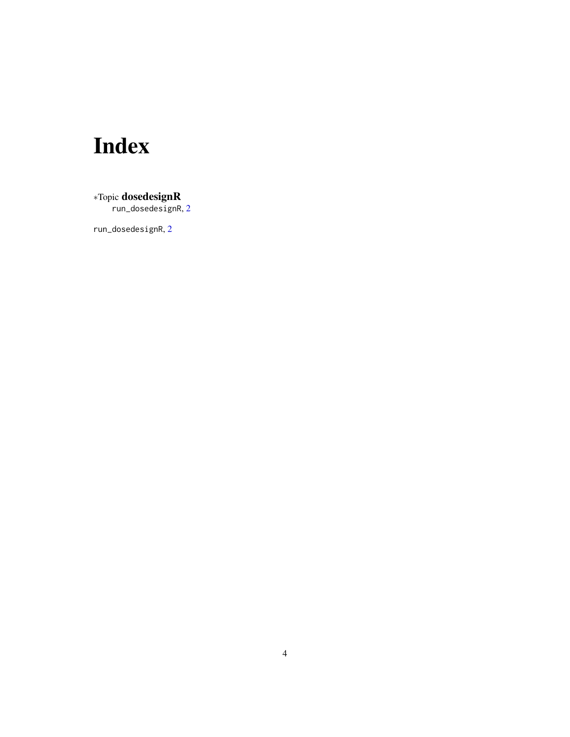# Index

∗Topic **dosedesignR**
    run_dosedesignR, 2

run_dosedesignR, 2